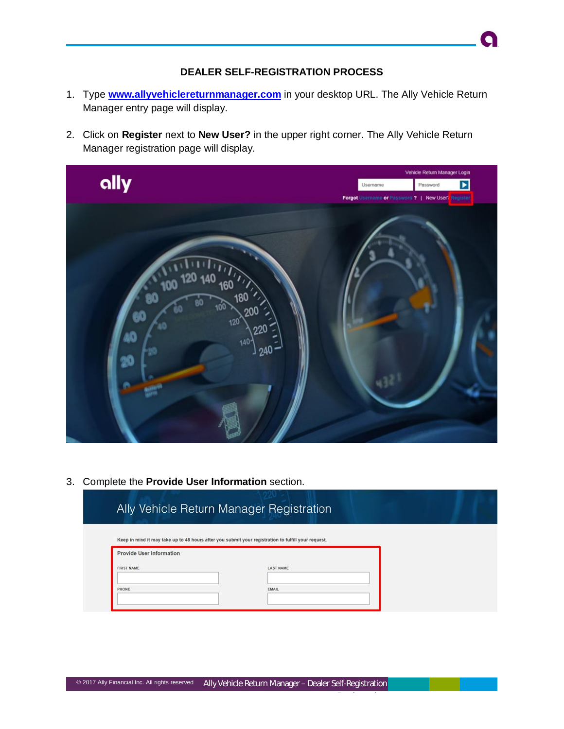# DEALER SELF-REGISTRATION PROCESS

1. Type **[www.allyvehiclereturnmanager.com](http://www.allyvehiclereturnmanager.com)** in your desktop URL. The Ally Vehicle Return Manager entry page will display.

2. Click on **Register** next to **New User?** in the upper right corner. The Ally Vehicle Return Manager registration page will display.

3. Complete the **Provide User Information** section.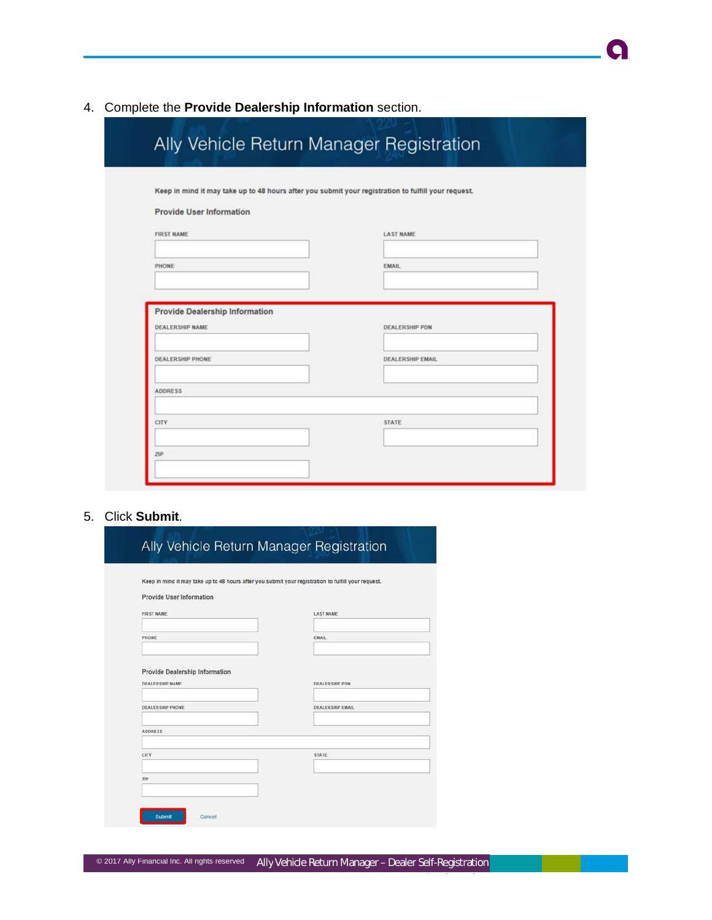4. Complete the **Provide Dealership Information** section.

Ally Vehicle Return Manager Registration

Keep in mind it may take up to 48 hours after you submit your registration to fulfill your request.

Provide User Information

FIRST NAME

LAST NAME

PHONE

EMAIL

Provide Dealership Information

DEALERSHIP NAME

DEALERSHIP PDN

DEALERSHIP PHONE

DEALERSHIP EMAIL

ADDRESS

CITY

STATE

ZIP

5. Click **Submit**.

Ally Vehicle Return Manager Registration

Keep in mind it may take up to 48 hours after you submit your registration to fulfill your request.

Provide User Information

FIRST NAME

LAST NAME

PHONE

EMAIL

Provide Dealership Information

DEALERSHIP NAME

DEALERSHIP PDN

DEALERSHIP PHONE

DEALERSHIP EMAIL

ADDRESS

CITY

STATE

ZIP

Submit Cancel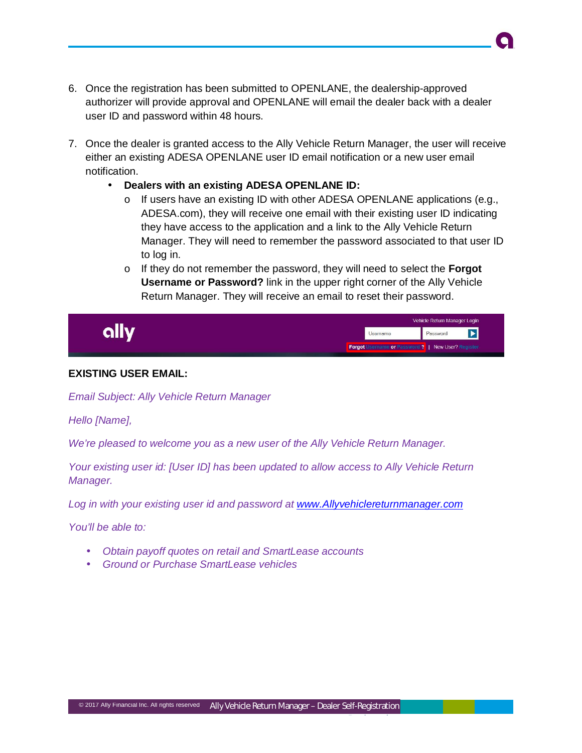6. Once the registration has been submitted to OPENLANE, the dealership-approved authorizer will provide approval and OPENLANE will email the dealer back with a dealer user ID and password within 48 hours.

7. Once the dealer is granted access to the Ally Vehicle Return Manager, the user will receive either an existing ADESA OPENLANE user ID email notification or a new user email notification.
   - **Dealers with an existing ADESA OPENLANE ID:**
     - If users have an existing ID with other ADESA OPENLANE applications (e.g., ADESA.com), they will receive one email with their existing user ID indicating they have access to the application and a link to the Ally Vehicle Return Manager. They will need to remember the password associated to that user ID to log in.
     - If they do not remember the password, they will need to select the **Forgot Username or Password?** link in the upper right corner of the Ally Vehicle Return Manager. They will receive an email to reset their password.

**EXISTING USER EMAIL:**

*Email Subject: Ally Vehicle Return Manager*

*Hello [Name],*

*We're pleased to welcome you as a new user of the Ally Vehicle Return Manager.*

*Your existing user id: [User ID] has been updated to allow access to Ally Vehicle Return Manager.*

*Log in with your existing user id and password at [www.Allyvehiclereturnmanager.com](http://www.Allyvehiclereturnmanager.com)*

*You'll be able to:*

- *Obtain payoff quotes on retail and SmartLease accounts*
- *Ground or Purchase SmartLease vehicles*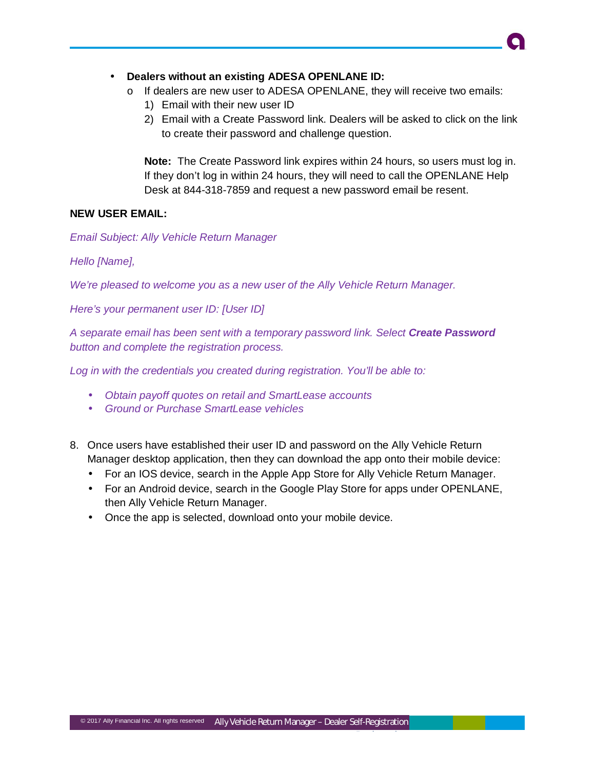- **Dealers without an existing ADESA OPENLANE ID:**
  - If dealers are new user to ADESA OPENLANE, they will receive two emails:
    1) Email with their new user ID
    2) Email with a Create Password link. Dealers will be asked to click on the link to create their password and challenge question.

    **Note:** The Create Password link expires within 24 hours, so users must log in. If they don't log in within 24 hours, they will need to call the OPENLANE Help Desk at 844-318-7859 and request a new password email be resent.

**NEW USER EMAIL:**

*Email Subject: Ally Vehicle Return Manager*

*Hello [Name],*

*We're pleased to welcome you as a new user of the Ally Vehicle Return Manager.*

*Here's your permanent user ID: [User ID]*

*A separate email has been sent with a temporary password link. Select **Create Password** button and complete the registration process.*

*Log in with the credentials you created during registration. You'll be able to:*

- *Obtain payoff quotes on retail and SmartLease accounts*
- *Ground or Purchase SmartLease vehicles*

8. Once users have established their user ID and password on the Ally Vehicle Return Manager desktop application, then they can download the app onto their mobile device:
   - For an IOS device, search in the Apple App Store for Ally Vehicle Return Manager.
   - For an Android device, search in the Google Play Store for apps under OPENLANE, then Ally Vehicle Return Manager.
   - Once the app is selected, download onto your mobile device.